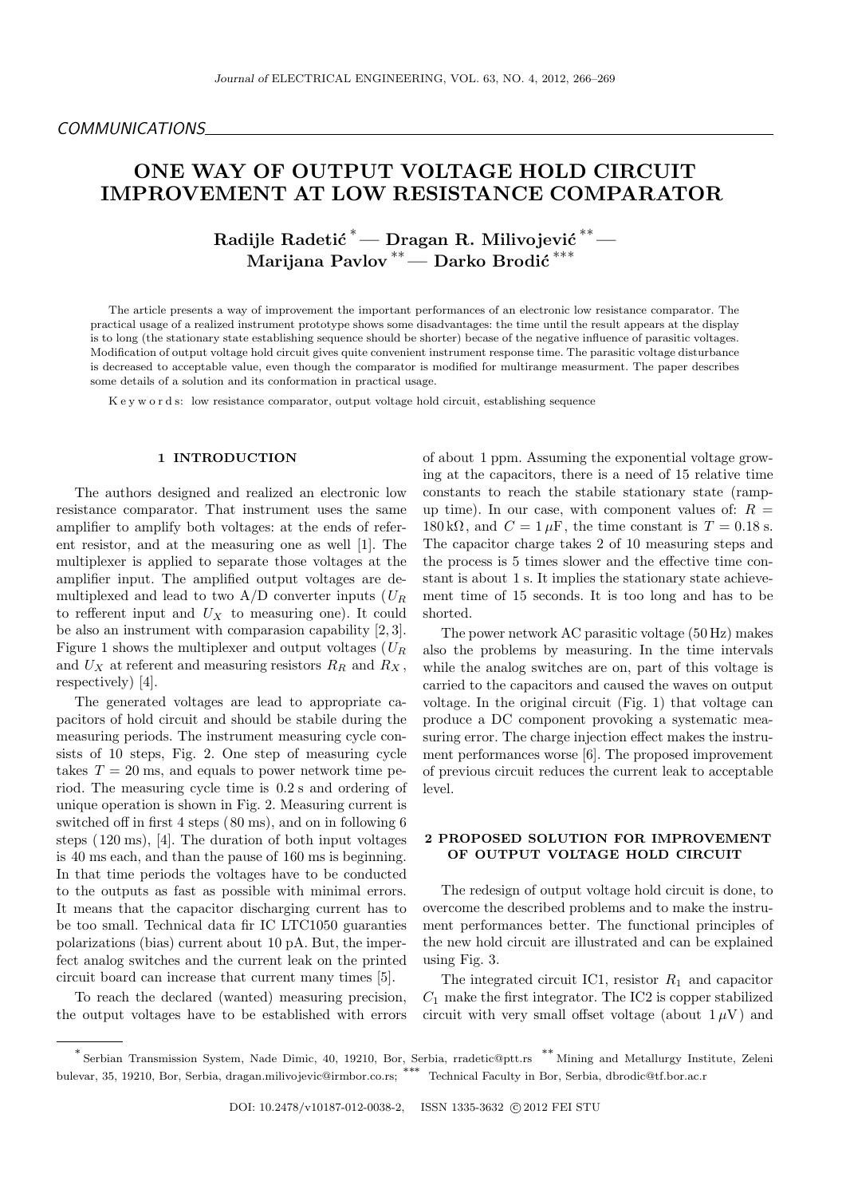COMMUNICATIONS

# ONE WAY OF OUTPUT VOLTAGE HOLD CIRCUIT IMPROVEMENT AT LOW RESISTANCE COMPARATOR

**Radijle Radetić** [*] — **Dragan R. Milivojević** [**] — **Marijana Pavlov** [**] — **Darko Brodić** [***]

The article presents a way of improvement the important performances of an electronic low resistance comparator. The practical usage of a realized instrument prototype shows some disadvantages: the time until the result appears at the display is to long (the stationary state establishing sequence should be shorter) becase of the negative influence of parasitic voltages. Modification of output voltage hold circuit gives quite convenient instrument response time. The parasitic voltage disturbance is decreased to acceptable value, even though the comparator is modified for multirange measurment. The paper describes some details of a solution and its conformation in practical usage.

K e y w o r d s: low resistance comparator, output voltage hold circuit, establishing sequence

## 1 INTRODUCTION

The authors designed and realized an electronic low resistance comparator. That instrument uses the same amplifier to amplify both voltages: at the ends of referent resistor, and at the measuring one as well [1]. The multiplexer is applied to separate those voltages at the amplifier input. The amplified output voltages are demultiplexed and lead to two A/D converter inputs ($U_R$ to refferent input and $U_X$ to measuring one). It could be also an instrument with comparasion capability [2, 3]. Figure 1 shows the multiplexer and output voltages ($U_R$ and $U_X$ at referent and measuring resistors $R_R$ and $R_X$, respectively) [4].

The generated voltages are lead to appropriate capacitors of hold circuit and should be stabile during the measuring periods. The instrument measuring cycle consists of 10 steps, Fig. 2. One step of measuring cycle takes $T = 20$ ms, and equals to power network time period. The measuring cycle time is 0.2 s and ordering of unique operation is shown in Fig. 2. Measuring current is switched off in first 4 steps (80 ms), and on in following 6 steps (120 ms), [4]. The duration of both input voltages is 40 ms each, and than the pause of 160 ms is beginning. In that time periods the voltages have to be conducted to the outputs as fast as possible with minimal errors. It means that the capacitor discharging current has to be too small. Technical data fir IC LTC1050 guaranties polarizations (bias) current about 10 pA. But, the imperfect analog switches and the current leak on the printed circuit board can increase that current many times [5].

To reach the declared (wanted) measuring precision, the output voltages have to be established with errors of about 1 ppm. Assuming the exponential voltage growing at the capacitors, there is a need of 15 relative time constants to reach the stabile stationary state (ramp-up time). In our case, with component values of: $R = 180\,\text{k}\Omega$, and $C = 1\,\mu\text{F}$, the time constant is $T = 0.18$ s. The capacitor charge takes 2 of 10 measuring steps and the process is 5 times slower and the effective time constant is about 1 s. It implies the stationary state achievement time of 15 seconds. It is too long and has to be shorted.

The power network AC parasitic voltage (50 Hz) makes also the problems by measuring. In the time intervals while the analog switches are on, part of this voltage is carried to the capacitors and caused the waves on output voltage. In the original circuit (Fig. 1) that voltage can produce a DC component provoking a systematic measuring error. The charge injection effect makes the instrument performances worse [6]. The proposed improvement of previous circuit reduces the current leak to acceptable level.

## 2 PROPOSED SOLUTION FOR IMPROVEMENT OF OUTPUT VOLTAGE HOLD CIRCUIT

The redesign of output voltage hold circuit is done, to overcome the described problems and to make the instrument performances better. The functional principles of the new hold circuit are illustrated and can be explained using Fig. 3.

The integrated circuit IC1, resistor $R_1$ and capacitor $C_1$ make the first integrator. The IC2 is copper stabilized circuit with very small offset voltage (about $1\,\mu$V) and

---

[*] Serbian Transmission System, Nade Dimic, 40, 19210, Bor, Serbia, rradetic@ptt.rs [**] Mining and Metallurgy Institute, Zeleni bulevar, 35, 19210, Bor, Serbia, dragan.milivojevic@irmbor.co.rs; [***] Technical Faculty in Bor, Serbia, dbrodic@tf.bor.ac.r

DOI: 10.2478/v10187-012-0038-2, ISSN 1335-3632 © 2012 FEI STU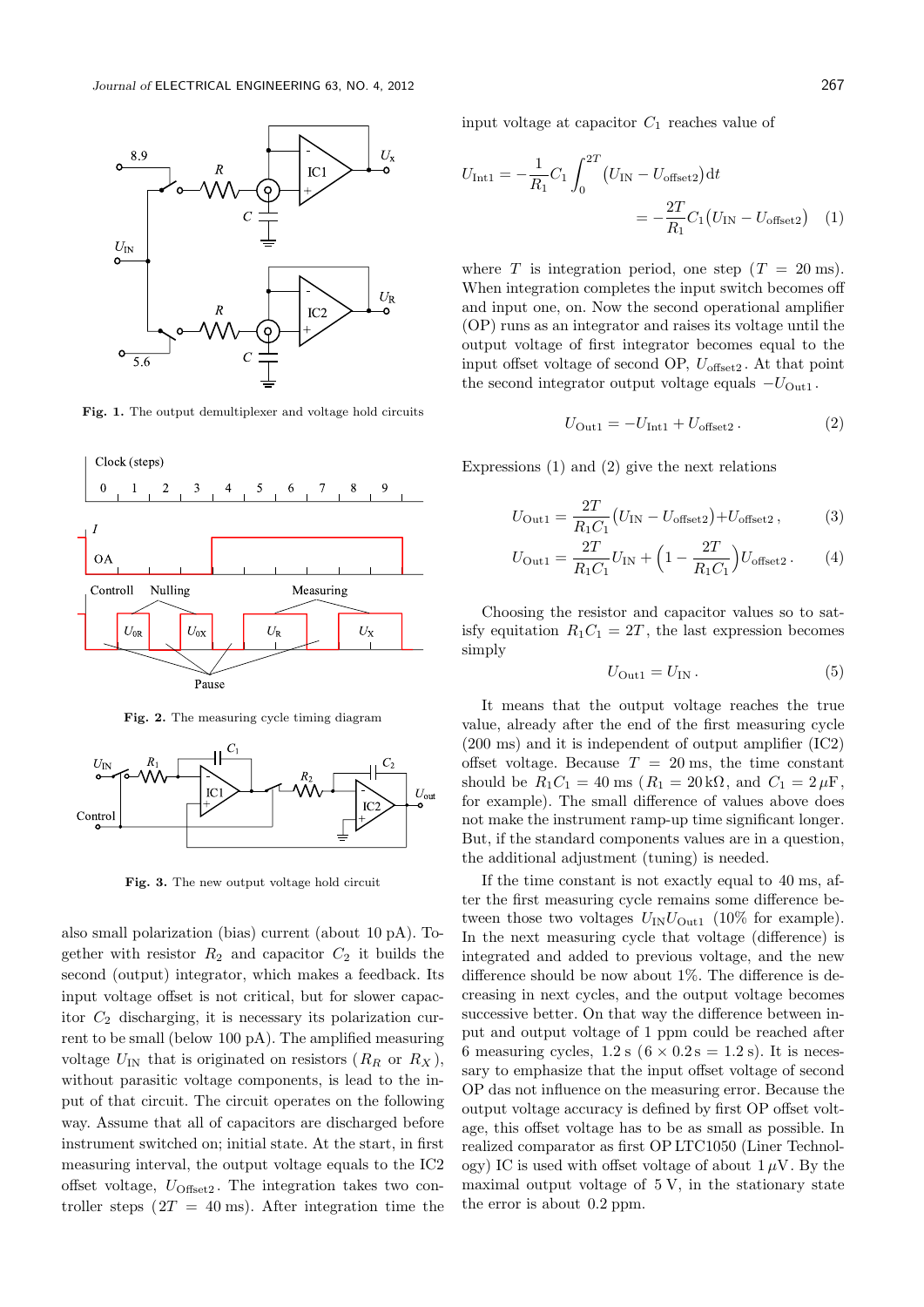Fig. 1. The output demultiplexer and voltage hold circuits

Fig. 2. The measuring cycle timing diagram

Fig. 3. The new output voltage hold circuit

also small polarization (bias) current (about 10 pA). Together with resistor $R_2$ and capacitor $C_2$ it builds the second (output) integrator, which makes a feedback. Its input voltage offset is not critical, but for slower capacitor $C_2$ discharging, it is necessary its polarization current to be small (below 100 pA). The amplified measuring voltage $U_{\rm IN}$ that is originated on resistors ($R_R$ or $R_X$), without parasitic voltage components, is lead to the input of that circuit. The circuit operates on the following way. Assume that all of capacitors are discharged before instrument switched on; initial state. At the start, in first measuring interval, the output voltage equals to the IC2 offset voltage, $U_{\rm Offset2}$. The integration takes two controller steps ($2T = 40$ ms). After integration time the input voltage at capacitor $C_1$ reaches value of

$$U_{\rm Int1} = -\frac{1}{R_1}C_1\int_0^{2T}\big(U_{\rm IN} - U_{\rm offset2}\big){\rm d}t = -\frac{2T}{R_1}C_1\big(U_{\rm IN} - U_{\rm offset2}\big) \quad (1)$$

where $T$ is integration period, one step ($T = 20$ ms). When integration completes the input switch becomes off and input one, on. Now the second operational amplifier (OP) runs as an integrator and raises its voltage until the output voltage of first integrator becomes equal to the input offset voltage of second OP, $U_{\rm offset2}$. At that point the second integrator output voltage equals $-U_{\rm Out1}$.

$$U_{\rm Out1} = -U_{\rm Int1} + U_{\rm offset2}\,. \quad (2)$$

Expressions (1) and (2) give the next relations

$$U_{\rm Out1} = \frac{2T}{R_1C_1}\big(U_{\rm IN} - U_{\rm offset2}\big) + U_{\rm offset2}\,, \quad (3)$$

$$U_{\rm Out1} = \frac{2T}{R_1C_1}U_{\rm IN} + \Big(1 - \frac{2T}{R_1C_1}\Big)U_{\rm offset2}\,. \quad (4)$$

Choosing the resistor and capacitor values so to satisfy equitation $R_1C_1 = 2T$, the last expression becomes simply

$$U_{\rm Out1} = U_{\rm IN}\,. \quad (5)$$

It means that the output voltage reaches the true value, already after the end of the first measuring cycle (200 ms) and it is independent of output amplifier (IC2) offset voltage. Because $T = 20$ ms, the time constant should be $R_1C_1 = 40$ ms ($R_1 = 20\,{\rm k}\Omega$, and $C_1 = 2\,\mu$F, for example). The small difference of values above does not make the instrument ramp-up time significant longer. But, if the standard components values are in a question, the additional adjustment (tuning) is needed.

If the time constant is not exactly equal to 40 ms, after the first measuring cycle remains some difference between those two voltages $U_{\rm IN}U_{\rm Out1}$ (10% for example). In the next measuring cycle that voltage (difference) is integrated and added to previous voltage, and the new difference should be now about 1%. The difference is decreasing in next cycles, and the output voltage becomes successive better. On that way the difference between input and output voltage of 1 ppm could be reached after 6 measuring cycles, 1.2 s ($6 \times 0.2$ s $= 1.2$ s). It is necessary to emphasize that the input offset voltage of second OP das not influence on the measuring error. Because the output voltage accuracy is defined by first OP offset voltage, this offset voltage has to be as small as possible. In realized comparator as first OP LTC1050 (Liner Technology) IC is used with offset voltage of about $1\,\mu$V. By the maximal output voltage of 5 V, in the stationary state the error is about 0.2 ppm.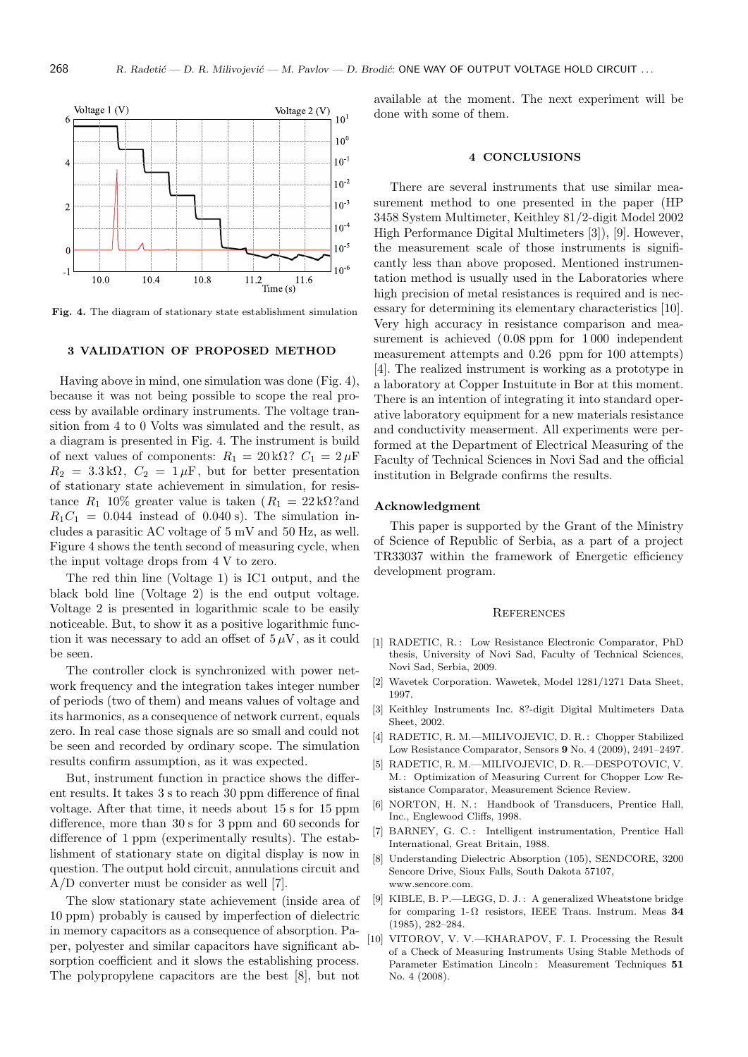Fig. 4. The diagram of stationary state establishment simulation

## 3 VALIDATION OF PROPOSED METHOD

Having above in mind, one simulation was done (Fig. 4), because it was not being possible to scope the real process by available ordinary instruments. The voltage transition from 4 to 0 Volts was simulated and the result, as a diagram is presented in Fig. 4. The instrument is build of next values of components: $R_1 = 20\,\mathrm{k}\Omega$? $C_1 = 2\,\mu\mathrm{F}$ $R_2 = 3.3\,\mathrm{k}\Omega$, $C_2 = 1\,\mu\mathrm{F}$, but for better presentation of stationary state achievement in simulation, for resistance $R_1$ 10% greater value is taken ($R_1 = 22\,\mathrm{k}\Omega$?and $R_1C_1 = 0.044$ instead of 0.040 s). The simulation includes a parasitic AC voltage of 5 mV and 50 Hz, as well. Figure 4 shows the tenth second of measuring cycle, when the input voltage drops from 4 V to zero.

The red thin line (Voltage 1) is IC1 output, and the black bold line (Voltage 2) is the end output voltage. Voltage 2 is presented in logarithmic scale to be easily noticeable. But, to show it as a positive logarithmic function it was necessary to add an offset of $5\,\mu$V, as it could be seen.

The controller clock is synchronized with power network frequency and the integration takes integer number of periods (two of them) and means values of voltage and its harmonics, as a consequence of network current, equals zero. In real case those signals are so small and could not be seen and recorded by ordinary scope. The simulation results confirm assumption, as it was expected.

But, instrument function in practice shows the different results. It takes 3 s to reach 30 ppm difference of final voltage. After that time, it needs about 15 s for 15 ppm difference, more than 30 s for 3 ppm and 60 seconds for difference of 1 ppm (experimentally results). The establishment of stationary state on digital display is now in question. The output hold circuit, annulations circuit and A/D converter must be consider as well [7].

The slow stationary state achievement (inside area of 10 ppm) probably is caused by imperfection of dielectric in memory capacitors as a consequence of absorption. Paper, polyester and similar capacitors have significant absorption coefficient and it slows the establishing process. The polypropylene capacitors are the best [8], but not available at the moment. The next experiment will be done with some of them.

## 4 CONCLUSIONS

There are several instruments that use similar measurement method to one presented in the paper (HP 3458 System Multimeter, Keithley 81/2-digit Model 2002 High Performance Digital Multimeters [3]), [9]. However, the measurement scale of those instruments is significantly less than above proposed. Mentioned instrumentation method is usually used in the Laboratories where high precision of metal resistances is required and is necessary for determining its elementary characteristics [10]. Very high accuracy in resistance comparison and measurement is achieved (0.08 ppm for 1 000 independent measurement attempts and 0.26 ppm for 100 attempts) [4]. The realized instrument is working as a prototype in a laboratory at Copper Insuitute in Bor at this moment. There is an intention of integrating it into standard operative laboratory equipment for a new materials resistance and conductivity measerment. All experiments were performed at the Department of Electrical Measuring of the Faculty of Technical Sciences in Novi Sad and the official institution in Belgrade confirms the results.

### Acknowledgment

This paper is supported by the Grant of the Ministry of Science of Republic of Serbia, as a part of a project TR33037 within the framework of Energetic efficiency development program.

## References

[1] RADETIC, R.: Low Resistance Electronic Comparator, PhD thesis, University of Novi Sad, Faculty of Technical Sciences, Novi Sad, Serbia, 2009.

[2] Wavetek Corporation. Wawetek, Model 1281/1271 Data Sheet, 1997.

[3] Keithley Instruments Inc. 8?-digit Digital Multimeters Data Sheet, 2002.

[4] RADETIC, R. M.—MILIVOJEVIC, D. R.: Chopper Stabilized Low Resistance Comparator, Sensors **9** No. 4 (2009), 2491–2497.

[5] RADETIC, R. M.—MILIVOJEVIC, D. R.—DESPOTOVIC, V. M.: Optimization of Measuring Current for Chopper Low Resistance Comparator, Measurement Science Review.

[6] NORTON, H. N.: Handbook of Transducers, Prentice Hall, Inc., Englewood Cliffs, 1998.

[7] BARNEY, G. C.: Intelligent instrumentation, Prentice Hall International, Great Britain, 1988.

[8] Understanding Dielectric Absorption (105), SENDCORE, 3200 Sencore Drive, Sioux Falls, South Dakota 57107, www.sencore.com.

[9] KIBLE, B. P.—LEGG, D. J.: A generalized Wheatstone bridge for comparing 1-Ω resistors, IEEE Trans. Instrum. Meas **34** (1985), 282–284.

[10] VITOROV, V. V.—KHARAPOV, F. I. Processing the Result of a Check of Measuring Instruments Using Stable Methods of Parameter Estimation Lincoln: Measurement Techniques **51** No. 4 (2008).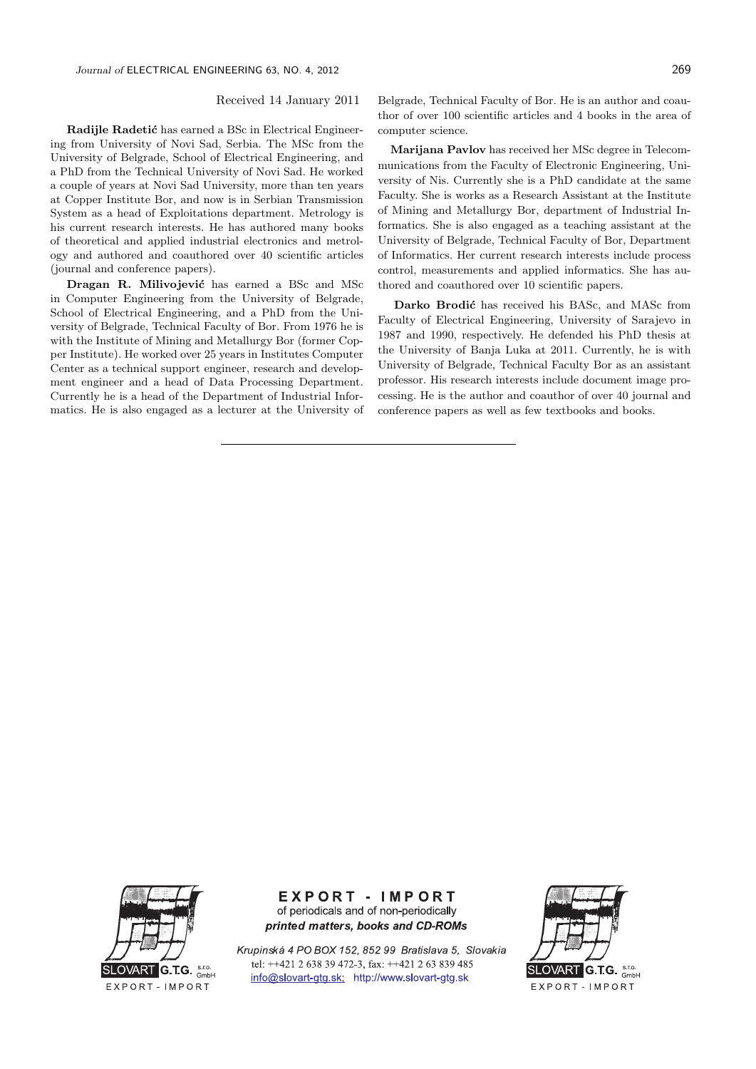Received 14 January 2011

**Radijle Radetić** has earned a BSc in Electrical Engineering from University of Novi Sad, Serbia. The MSc from the University of Belgrade, School of Electrical Engineering, and a PhD from the Technical University of Novi Sad. He worked a couple of years at Novi Sad University, more than ten years at Copper Institute Bor, and now is in Serbian Transmission System as a head of Exploitations department. Metrology is his current research interests. He has authored many books of theoretical and applied industrial electronics and metrology and authored and coauthored over 40 scientific articles (journal and conference papers).

**Dragan R. Milivojević** has earned a BSc and MSc in Computer Engineering from the University of Belgrade, School of Electrical Engineering, and a PhD from the University of Belgrade, Technical Faculty of Bor. From 1976 he is with the Institute of Mining and Metallurgy Bor (former Copper Institute). He worked over 25 years in Institutes Computer Center as a technical support engineer, research and development engineer and a head of Data Processing Department. Currently he is a head of the Department of Industrial Informatics. He is also engaged as a lecturer at the University of Belgrade, Technical Faculty of Bor. He is an author and coauthor of over 100 scientific articles and 4 books in the area of computer science.

**Marijana Pavlov** has received her MSc degree in Telecommunications from the Faculty of Electronic Engineering, University of Nis. Currently she is a PhD candidate at the same Faculty. She is works as a Research Assistant at the Institute of Mining and Metallurgy Bor, department of Industrial Informatics. She is also engaged as a teaching assistant at the University of Belgrade, Technical Faculty of Bor, Department of Informatics. Her current research interests include process control, measurements and applied informatics. She has authored and coauthored over 10 scientific papers.

**Darko Brodić** has received his BASc, and MASc from Faculty of Electrical Engineering, University of Sarajevo in 1987 and 1990, respectively. He defended his PhD thesis at the University of Banja Luka at 2011. Currently, he is with University of Belgrade, Technical Faculty Bor as an assistant professor. His research interests include document image processing. He is the author and coauthor of over 40 journal and conference papers as well as few textbooks and books.

---

SLOVART G.T.G. s.r.o. GmbH
EXPORT - IMPORT

**EXPORT - IMPORT**
of periodicals and of non-periodically
***printed matters, books and CD-ROMs***

*Krupinská 4 PO BOX 152, 852 99 Bratislava 5, Slovakia*
tel: ++421 2 638 39 472-3, fax: ++421 2 63 839 485
info@slovart-gtg.sk; http://www.slovart-gtg.sk

SLOVART G.T.G. s.r.o. GmbH
EXPORT - IMPORT